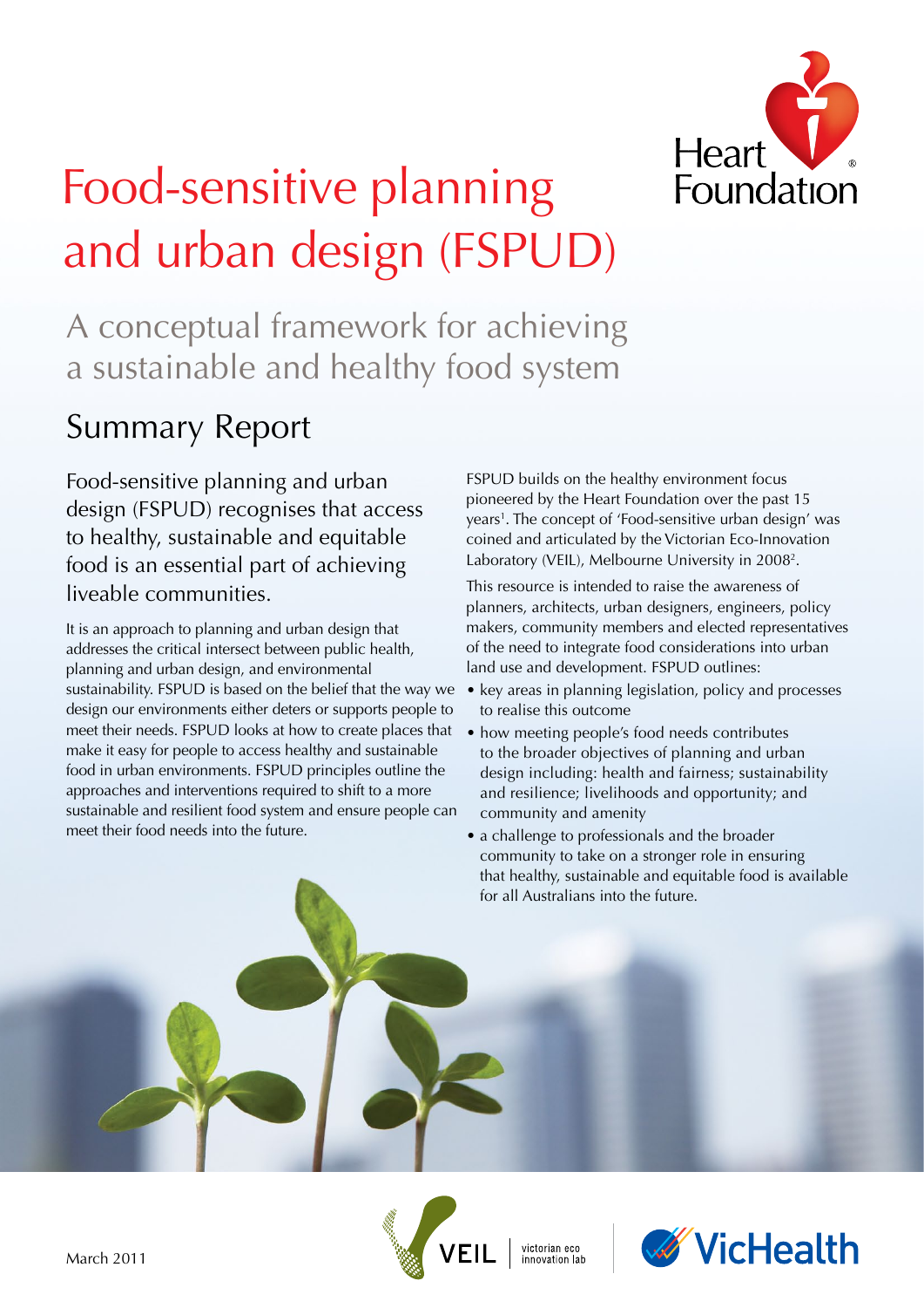# Food-sensitive planning and urban design (FSPUD)

## A conceptual framework for achieving a sustainable and healthy food system

## Summary Report

Food-sensitive planning and urban design (FSPUD) recognises that access to healthy, sustainable and equitable food is an essential part of achieving liveable communities.

It is an approach to planning and urban design that addresses the critical intersect between public health, planning and urban design, and environmental sustainability. FSPUD is based on the belief that the way we design our environments either deters or supports people to meet their needs. FSPUD looks at how to create places that make it easy for people to access healthy and sustainable food in urban environments. FSPUD principles outline the approaches and interventions required to shift to a more sustainable and resilient food system and ensure people can meet their food needs into the future.

FSPUD builds on the healthy environment focus pioneered by the Heart Foundation over the past 15 years[1]. The concept of 'Food-sensitive urban design' was coined and articulated by the Victorian Eco-Innovation Laboratory (VEIL), Melbourne University in 2008[2].

This resource is intended to raise the awareness of planners, architects, urban designers, engineers, policy makers, community members and elected representatives of the need to integrate food considerations into urban land use and development. FSPUD outlines:

- key areas in planning legislation, policy and processes to realise this outcome
- how meeting people's food needs contributes to the broader objectives of planning and urban design including: health and fairness; sustainability and resilience; livelihoods and opportunity; and community and amenity
- a challenge to professionals and the broader community to take on a stronger role in ensuring that healthy, sustainable and equitable food is available for all Australians into the future.

March 2011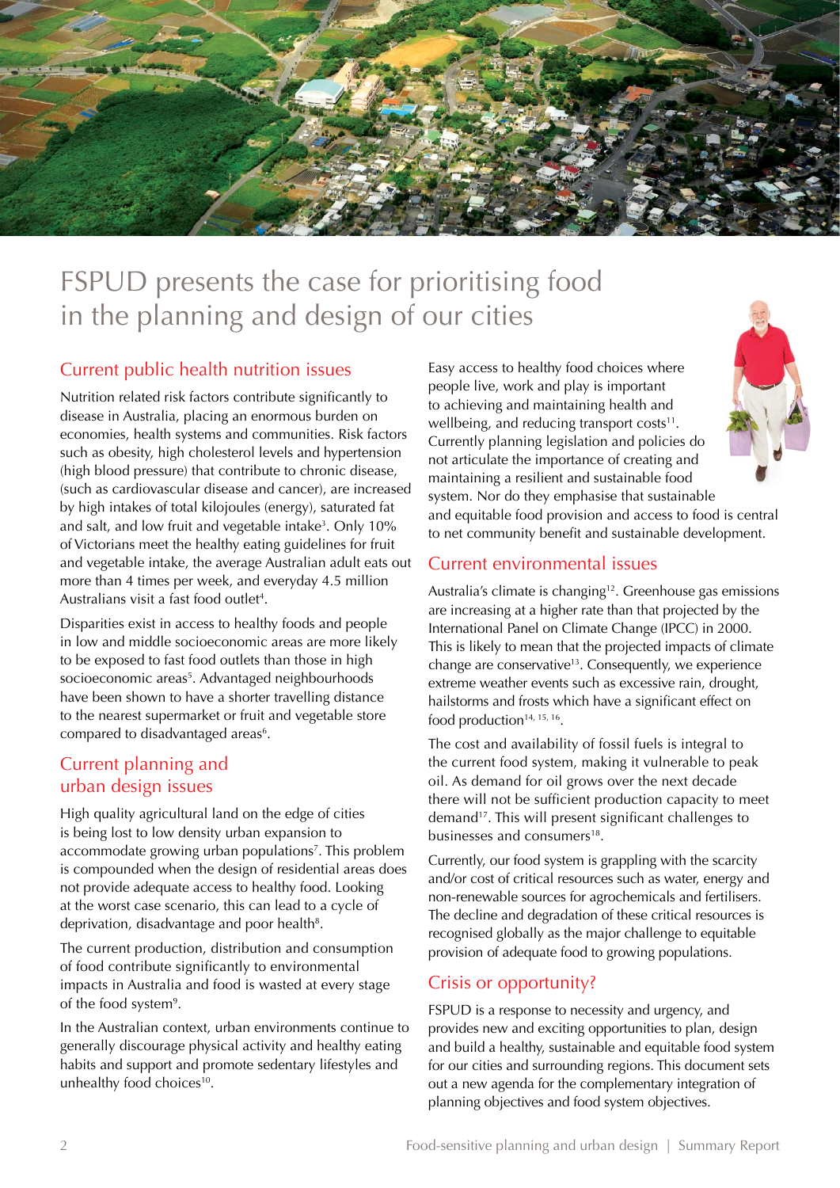# FSPUD presents the case for prioritising food in the planning and design of our cities

## Current public health nutrition issues

Nutrition related risk factors contribute significantly to disease in Australia, placing an enormous burden on economies, health systems and communities. Risk factors such as obesity, high cholesterol levels and hypertension (high blood pressure) that contribute to chronic disease, (such as cardiovascular disease and cancer), are increased by high intakes of total kilojoules (energy), saturated fat and salt, and low fruit and vegetable intake[3]. Only 10% of Victorians meet the healthy eating guidelines for fruit and vegetable intake, the average Australian adult eats out more than 4 times per week, and everyday 4.5 million Australians visit a fast food outlet[4].

Disparities exist in access to healthy foods and people in low and middle socioeconomic areas are more likely to be exposed to fast food outlets than those in high socioeconomic areas[5]. Advantaged neighbourhoods have been shown to have a shorter travelling distance to the nearest supermarket or fruit and vegetable store compared to disadvantaged areas[6].

## Current planning and urban design issues

High quality agricultural land on the edge of cities is being lost to low density urban expansion to accommodate growing urban populations[7]. This problem is compounded when the design of residential areas does not provide adequate access to healthy food. Looking at the worst case scenario, this can lead to a cycle of deprivation, disadvantage and poor health[8].

The current production, distribution and consumption of food contribute significantly to environmental impacts in Australia and food is wasted at every stage of the food system[9].

In the Australian context, urban environments continue to generally discourage physical activity and healthy eating habits and support and promote sedentary lifestyles and unhealthy food choices[10].

Easy access to healthy food choices where people live, work and play is important to achieving and maintaining health and wellbeing, and reducing transport costs[11]. Currently planning legislation and policies do not articulate the importance of creating and maintaining a resilient and sustainable food system. Nor do they emphasise that sustainable and equitable food provision and access to food is central to net community benefit and sustainable development.

## Current environmental issues

Australia's climate is changing[12]. Greenhouse gas emissions are increasing at a higher rate than that projected by the International Panel on Climate Change (IPCC) in 2000. This is likely to mean that the projected impacts of climate change are conservative[13]. Consequently, we experience extreme weather events such as excessive rain, drought, hailstorms and frosts which have a significant effect on food production[14, 15, 16].

The cost and availability of fossil fuels is integral to the current food system, making it vulnerable to peak oil. As demand for oil grows over the next decade there will not be sufficient production capacity to meet demand[17]. This will present significant challenges to businesses and consumers[18].

Currently, our food system is grappling with the scarcity and/or cost of critical resources such as water, energy and non-renewable sources for agrochemicals and fertilisers. The decline and degradation of these critical resources is recognised globally as the major challenge to equitable provision of adequate food to growing populations.

## Crisis or opportunity?

FSPUD is a response to necessity and urgency, and provides new and exciting opportunities to plan, design and build a healthy, sustainable and equitable food system for our cities and surrounding regions. This document sets out a new agenda for the complementary integration of planning objectives and food system objectives.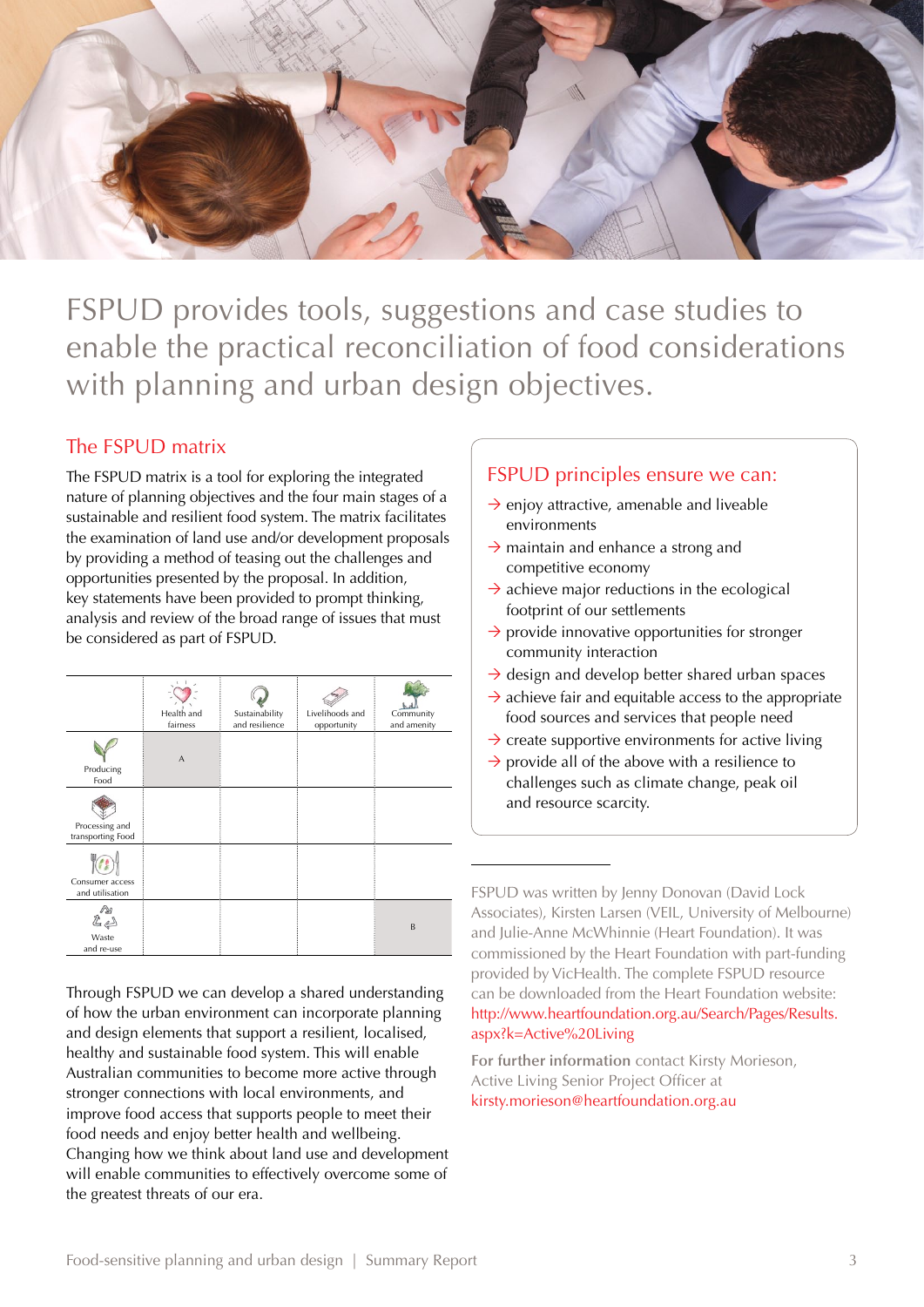# FSPUD provides tools, suggestions and case studies to enable the practical reconciliation of food considerations with planning and urban design objectives.

## The FSPUD matrix

The FSPUD matrix is a tool for exploring the integrated nature of planning objectives and the four main stages of a sustainable and resilient food system. The matrix facilitates the examination of land use and/or development proposals by providing a method of teasing out the challenges and opportunities presented by the proposal. In addition, key statements have been provided to prompt thinking, analysis and review of the broad range of issues that must be considered as part of FSPUD.

| | Health and fairness | Sustainability and resilience | Livelihoods and opportunity | Community and amenity |
|---|---|---|---|---|
| Producing Food | A | | | |
| Processing and transporting Food | | | | |
| Consumer access and utilisation | | | | |
| Waste and re-use | | | | B |

Through FSPUD we can develop a shared understanding of how the urban environment can incorporate planning and design elements that support a resilient, localised, healthy and sustainable food system. This will enable Australian communities to become more active through stronger connections with local environments, and improve food access that supports people to meet their food needs and enjoy better health and wellbeing. Changing how we think about land use and development will enable communities to effectively overcome some of the greatest threats of our era.

## FSPUD principles ensure we can:

- enjoy attractive, amenable and liveable environments
- maintain and enhance a strong and competitive economy
- achieve major reductions in the ecological footprint of our settlements
- provide innovative opportunities for stronger community interaction
- design and develop better shared urban spaces
- achieve fair and equitable access to the appropriate food sources and services that people need
- create supportive environments for active living
- provide all of the above with a resilience to challenges such as climate change, peak oil and resource scarcity.

FSPUD was written by Jenny Donovan (David Lock Associates), Kirsten Larsen (VEIL, University of Melbourne) and Julie-Anne McWhinnie (Heart Foundation). It was commissioned by the Heart Foundation with part-funding provided by VicHealth. The complete FSPUD resource can be downloaded from the Heart Foundation website: http://www.heartfoundation.org.au/Search/Pages/Results.aspx?k=Active%20Living

**For further information** contact Kirsty Morieson, Active Living Senior Project Officer at kirsty.morieson@heartfoundation.org.au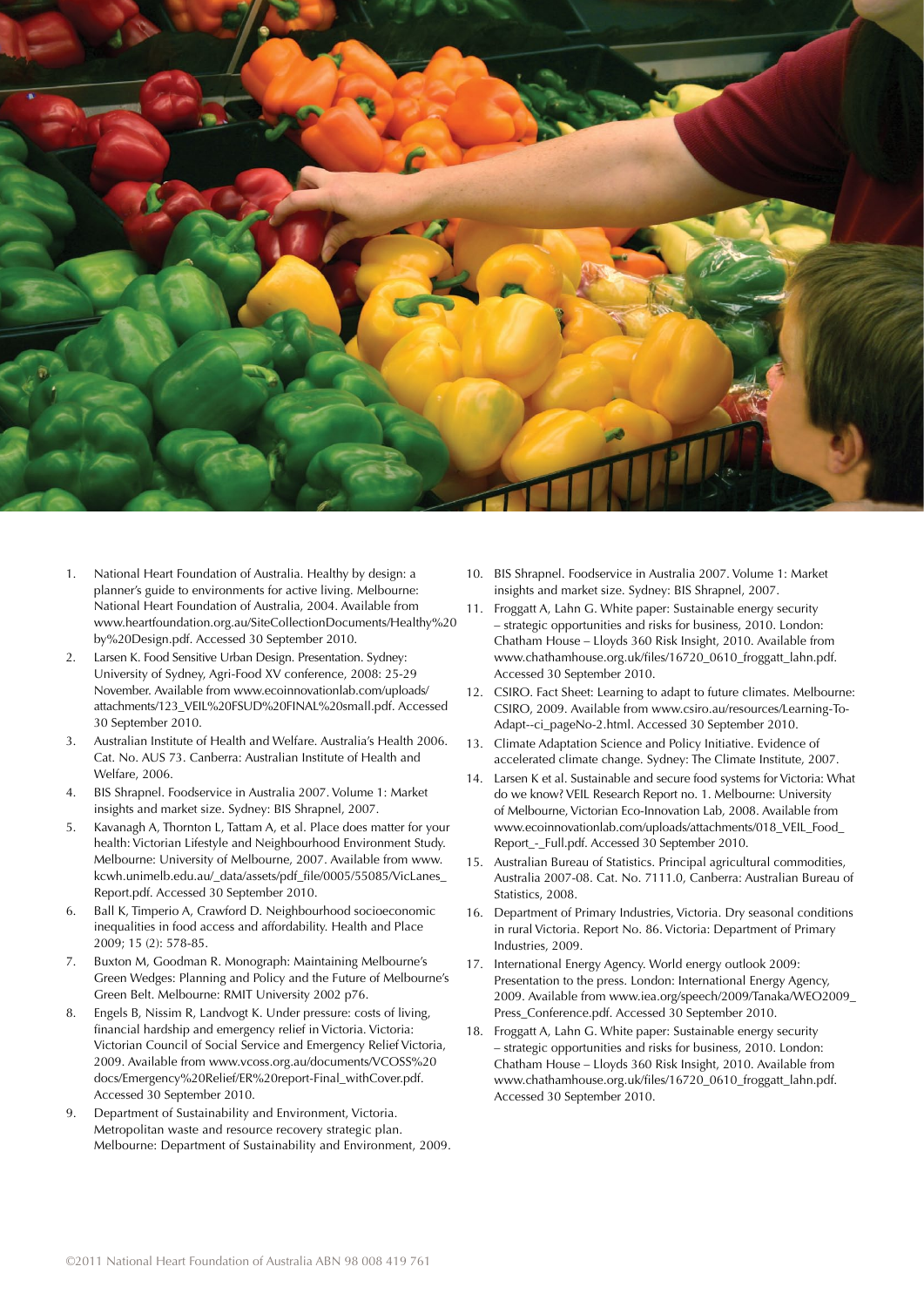1. National Heart Foundation of Australia. Healthy by design: a planner's guide to environments for active living. Melbourne: National Heart Foundation of Australia, 2004. Available from www.heartfoundation.org.au/SiteCollectionDocuments/Healthy%20 by%20Design.pdf. Accessed 30 September 2010.
2. Larsen K. Food Sensitive Urban Design. Presentation. Sydney: University of Sydney, Agri-Food XV conference, 2008: 25-29 November. Available from www.ecoinnovationlab.com/uploads/ attachments/123_VEIL%20FSUD%20FINAL%20small.pdf. Accessed 30 September 2010.
3. Australian Institute of Health and Welfare. Australia's Health 2006. Cat. No. AUS 73. Canberra: Australian Institute of Health and Welfare, 2006.
4. BIS Shrapnel. Foodservice in Australia 2007. Volume 1: Market insights and market size. Sydney: BIS Shrapnel, 2007.
5. Kavanagh A, Thornton L, Tattam A, et al. Place does matter for your health: Victorian Lifestyle and Neighbourhood Environment Study. Melbourne: University of Melbourne, 2007. Available from www. kcwh.unimelb.edu.au/_data/assets/pdf_file/0005/55085/VicLanes_ Report.pdf. Accessed 30 September 2010.
6. Ball K, Timperio A, Crawford D. Neighbourhood socioeconomic inequalities in food access and affordability. Health and Place 2009; 15 (2): 578-85.
7. Buxton M, Goodman R. Monograph: Maintaining Melbourne's Green Wedges: Planning and Policy and the Future of Melbourne's Green Belt. Melbourne: RMIT University 2002 p76.
8. Engels B, Nissim R, Landvogt K. Under pressure: costs of living, financial hardship and emergency relief in Victoria. Victoria: Victorian Council of Social Service and Emergency Relief Victoria, 2009. Available from www.vcoss.org.au/documents/VCOSS%20 docs/Emergency%20Relief/ER%20report-Final_withCover.pdf. Accessed 30 September 2010.
9. Department of Sustainability and Environment, Victoria. Metropolitan waste and resource recovery strategic plan. Melbourne: Department of Sustainability and Environment, 2009.
10. BIS Shrapnel. Foodservice in Australia 2007. Volume 1: Market insights and market size. Sydney: BIS Shrapnel, 2007.
11. Froggatt A, Lahn G. White paper: Sustainable energy security – strategic opportunities and risks for business, 2010. London: Chatham House – Lloyds 360 Risk Insight, 2010. Available from www.chathamhouse.org.uk/files/16720_0610_froggatt_lahn.pdf. Accessed 30 September 2010.
12. CSIRO. Fact Sheet: Learning to adapt to future climates. Melbourne: CSIRO, 2009. Available from www.csiro.au/resources/Learning-To-Adapt--ci_pageNo-2.html. Accessed 30 September 2010.
13. Climate Adaptation Science and Policy Initiative. Evidence of accelerated climate change. Sydney: The Climate Institute, 2007.
14. Larsen K et al. Sustainable and secure food systems for Victoria: What do we know? VEIL Research Report no. 1. Melbourne: University of Melbourne, Victorian Eco-Innovation Lab, 2008. Available from www.ecoinnovationlab.com/uploads/attachments/018_VEIL_Food_ Report_-_Full.pdf. Accessed 30 September 2010.
15. Australian Bureau of Statistics. Principal agricultural commodities, Australia 2007-08. Cat. No. 7111.0, Canberra: Australian Bureau of Statistics, 2008.
16. Department of Primary Industries, Victoria. Dry seasonal conditions in rural Victoria. Report No. 86. Victoria: Department of Primary Industries, 2009.
17. International Energy Agency. World energy outlook 2009: Presentation to the press. London: International Energy Agency, 2009. Available from www.iea.org/speech/2009/Tanaka/WEO2009_ Press_Conference.pdf. Accessed 30 September 2010.
18. Froggatt A, Lahn G. White paper: Sustainable energy security – strategic opportunities and risks for business, 2010. London: Chatham House – Lloyds 360 Risk Insight, 2010. Available from www.chathamhouse.org.uk/files/16720_0610_froggatt_lahn.pdf. Accessed 30 September 2010.

©2011 National Heart Foundation of Australia ABN 98 008 419 761